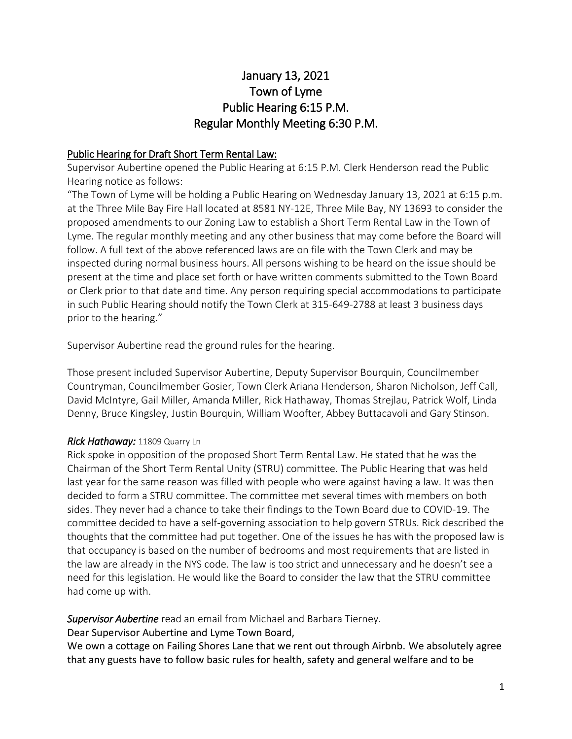# January 13, 2021
# Town of Lyme
# Public Hearing 6:15 P.M.
# Regular Monthly Meeting 6:30 P.M.

## Public Hearing for Draft Short Term Rental Law:

Supervisor Aubertine opened the Public Hearing at 6:15 P.M. Clerk Henderson read the Public Hearing notice as follows:

"The Town of Lyme will be holding a Public Hearing on Wednesday January 13, 2021 at 6:15 p.m. at the Three Mile Bay Fire Hall located at 8581 NY-12E, Three Mile Bay, NY 13693 to consider the proposed amendments to our Zoning Law to establish a Short Term Rental Law in the Town of Lyme. The regular monthly meeting and any other business that may come before the Board will follow. A full text of the above referenced laws are on file with the Town Clerk and may be inspected during normal business hours. All persons wishing to be heard on the issue should be present at the time and place set forth or have written comments submitted to the Town Board or Clerk prior to that date and time. Any person requiring special accommodations to participate in such Public Hearing should notify the Town Clerk at 315-649-2788 at least 3 business days prior to the hearing."

Supervisor Aubertine read the ground rules for the hearing.

Those present included Supervisor Aubertine, Deputy Supervisor Bourquin, Councilmember Countryman, Councilmember Gosier, Town Clerk Ariana Henderson, Sharon Nicholson, Jeff Call, David McIntyre, Gail Miller, Amanda Miller, Rick Hathaway, Thomas Strejlau, Patrick Wolf, Linda Denny, Bruce Kingsley, Justin Bourquin, William Woofter, Abbey Buttacavoli and Gary Stinson.

***Rick Hathaway:*** 11809 Quarry Ln

Rick spoke in opposition of the proposed Short Term Rental Law. He stated that he was the Chairman of the Short Term Rental Unity (STRU) committee. The Public Hearing that was held last year for the same reason was filled with people who were against having a law. It was then decided to form a STRU committee. The committee met several times with members on both sides. They never had a chance to take their findings to the Town Board due to COVID-19. The committee decided to have a self-governing association to help govern STRUs. Rick described the thoughts that the committee had put together. One of the issues he has with the proposed law is that occupancy is based on the number of bedrooms and most requirements that are listed in the law are already in the NYS code. The law is too strict and unnecessary and he doesn't see a need for this legislation. He would like the Board to consider the law that the STRU committee had come up with.

***Supervisor Aubertine*** read an email from Michael and Barbara Tierney.

Dear Supervisor Aubertine and Lyme Town Board,

We own a cottage on Failing Shores Lane that we rent out through Airbnb. We absolutely agree that any guests have to follow basic rules for health, safety and general welfare and to be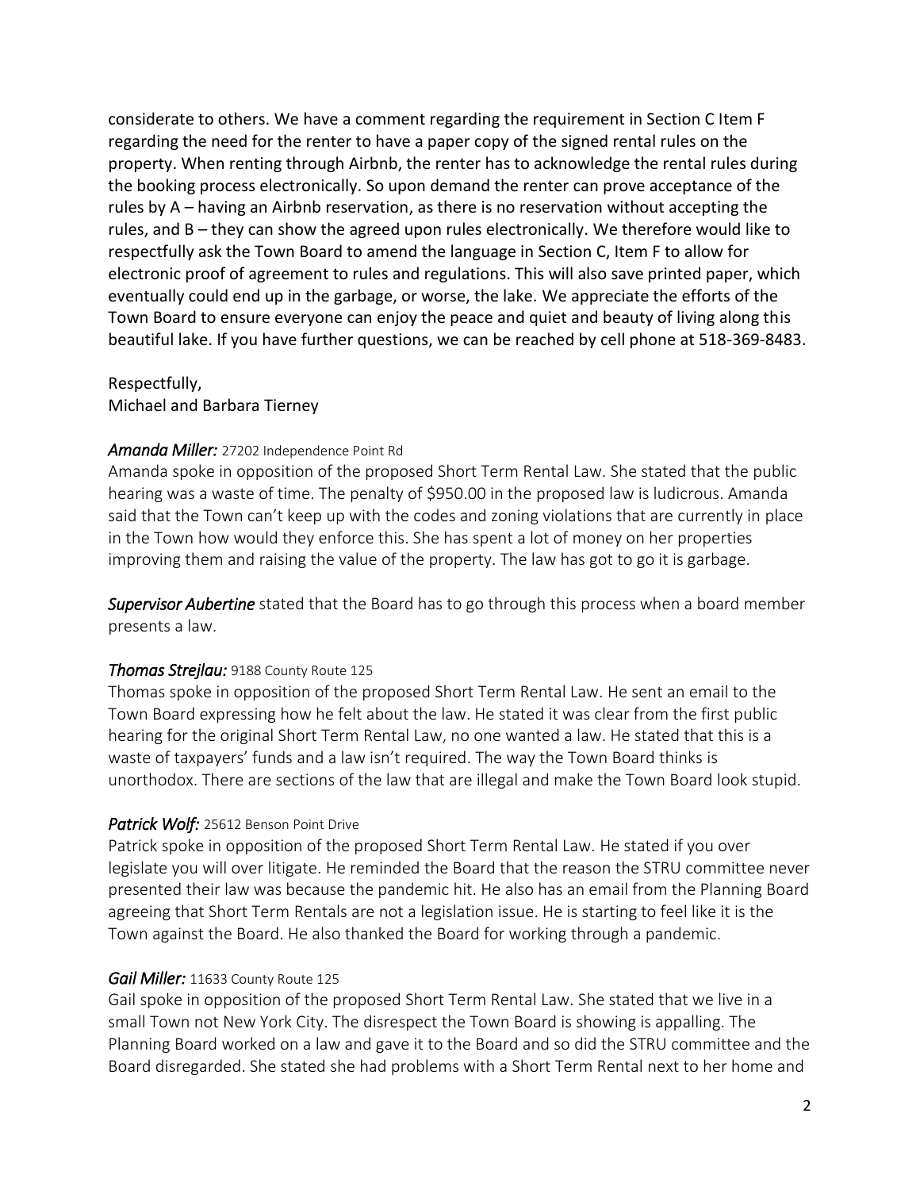considerate to others. We have a comment regarding the requirement in Section C Item F regarding the need for the renter to have a paper copy of the signed rental rules on the property. When renting through Airbnb, the renter has to acknowledge the rental rules during the booking process electronically. So upon demand the renter can prove acceptance of the rules by A – having an Airbnb reservation, as there is no reservation without accepting the rules, and B – they can show the agreed upon rules electronically. We therefore would like to respectfully ask the Town Board to amend the language in Section C, Item F to allow for electronic proof of agreement to rules and regulations. This will also save printed paper, which eventually could end up in the garbage, or worse, the lake. We appreciate the efforts of the Town Board to ensure everyone can enjoy the peace and quiet and beauty of living along this beautiful lake. If you have further questions, we can be reached by cell phone at 518-369-8483.

Respectfully,
Michael and Barbara Tierney

***Amanda Miller:*** 27202 Independence Point Rd
Amanda spoke in opposition of the proposed Short Term Rental Law. She stated that the public hearing was a waste of time. The penalty of $950.00 in the proposed law is ludicrous. Amanda said that the Town can't keep up with the codes and zoning violations that are currently in place in the Town how would they enforce this. She has spent a lot of money on her properties improving them and raising the value of the property. The law has got to go it is garbage.

***Supervisor Aubertine*** stated that the Board has to go through this process when a board member presents a law.

***Thomas Strejlau:*** 9188 County Route 125
Thomas spoke in opposition of the proposed Short Term Rental Law. He sent an email to the Town Board expressing how he felt about the law. He stated it was clear from the first public hearing for the original Short Term Rental Law, no one wanted a law. He stated that this is a waste of taxpayers' funds and a law isn't required. The way the Town Board thinks is unorthodox. There are sections of the law that are illegal and make the Town Board look stupid.

***Patrick Wolf:*** 25612 Benson Point Drive
Patrick spoke in opposition of the proposed Short Term Rental Law. He stated if you over legislate you will over litigate. He reminded the Board that the reason the STRU committee never presented their law was because the pandemic hit. He also has an email from the Planning Board agreeing that Short Term Rentals are not a legislation issue. He is starting to feel like it is the Town against the Board. He also thanked the Board for working through a pandemic.

***Gail Miller:*** 11633 County Route 125
Gail spoke in opposition of the proposed Short Term Rental Law. She stated that we live in a small Town not New York City. The disrespect the Town Board is showing is appalling. The Planning Board worked on a law and gave it to the Board and so did the STRU committee and the Board disregarded. She stated she had problems with a Short Term Rental next to her home and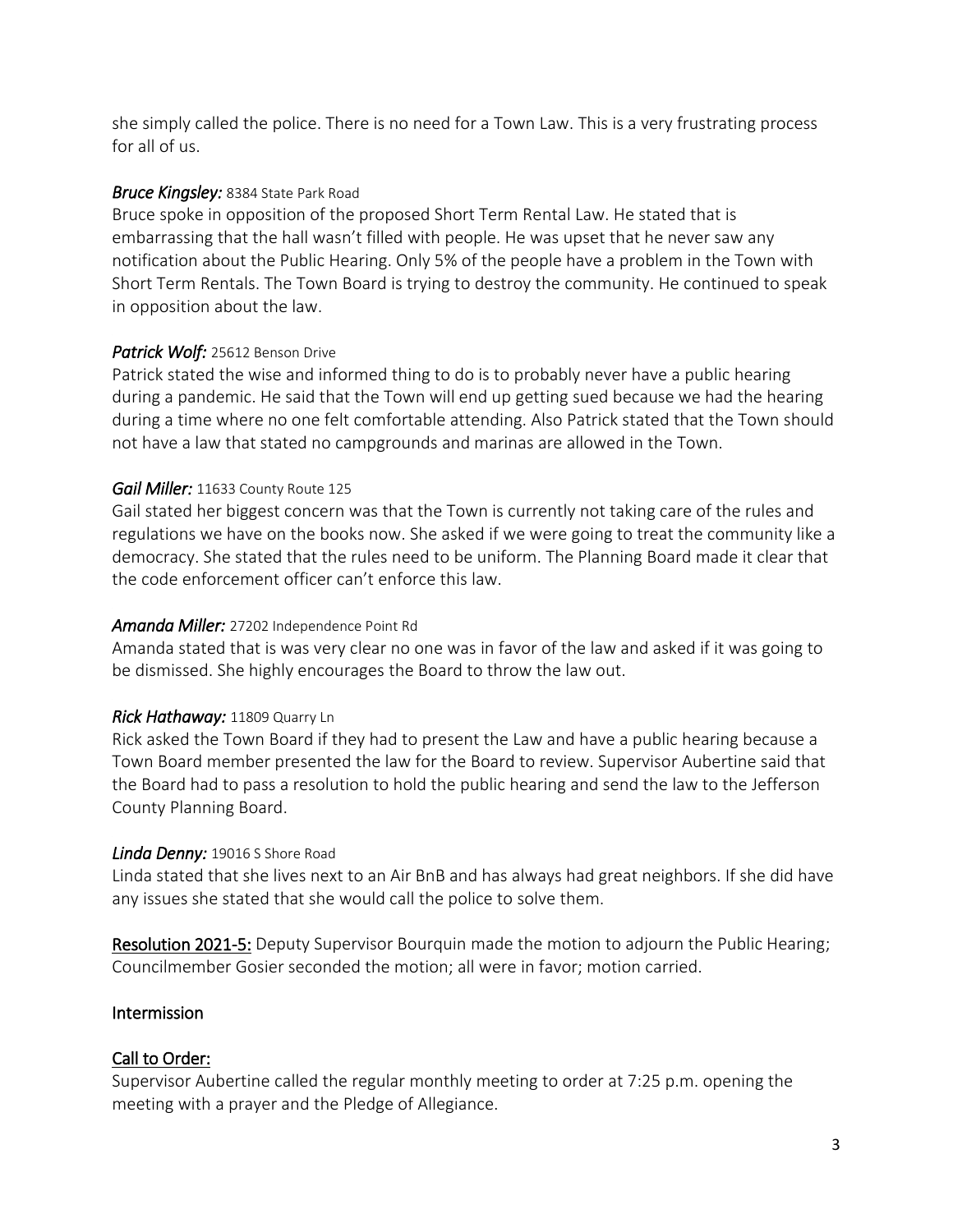she simply called the police. There is no need for a Town Law. This is a very frustrating process for all of us.

***Bruce Kingsley:*** 8384 State Park Road
Bruce spoke in opposition of the proposed Short Term Rental Law. He stated that is embarrassing that the hall wasn't filled with people. He was upset that he never saw any notification about the Public Hearing. Only 5% of the people have a problem in the Town with Short Term Rentals. The Town Board is trying to destroy the community. He continued to speak in opposition about the law.

***Patrick Wolf:*** 25612 Benson Drive
Patrick stated the wise and informed thing to do is to probably never have a public hearing during a pandemic. He said that the Town will end up getting sued because we had the hearing during a time where no one felt comfortable attending. Also Patrick stated that the Town should not have a law that stated no campgrounds and marinas are allowed in the Town.

***Gail Miller:*** 11633 County Route 125
Gail stated her biggest concern was that the Town is currently not taking care of the rules and regulations we have on the books now. She asked if we were going to treat the community like a democracy. She stated that the rules need to be uniform. The Planning Board made it clear that the code enforcement officer can't enforce this law.

***Amanda Miller:*** 27202 Independence Point Rd
Amanda stated that is was very clear no one was in favor of the law and asked if it was going to be dismissed. She highly encourages the Board to throw the law out.

***Rick Hathaway:*** 11809 Quarry Ln
Rick asked the Town Board if they had to present the Law and have a public hearing because a Town Board member presented the law for the Board to review. Supervisor Aubertine said that the Board had to pass a resolution to hold the public hearing and send the law to the Jefferson County Planning Board.

***Linda Denny:*** 19016 S Shore Road
Linda stated that she lives next to an Air BnB and has always had great neighbors. If she did have any issues she stated that she would call the police to solve them.

Resolution 2021-5: Deputy Supervisor Bourquin made the motion to adjourn the Public Hearing; Councilmember Gosier seconded the motion; all were in favor; motion carried.

Intermission

Call to Order:
Supervisor Aubertine called the regular monthly meeting to order at 7:25 p.m. opening the meeting with a prayer and the Pledge of Allegiance.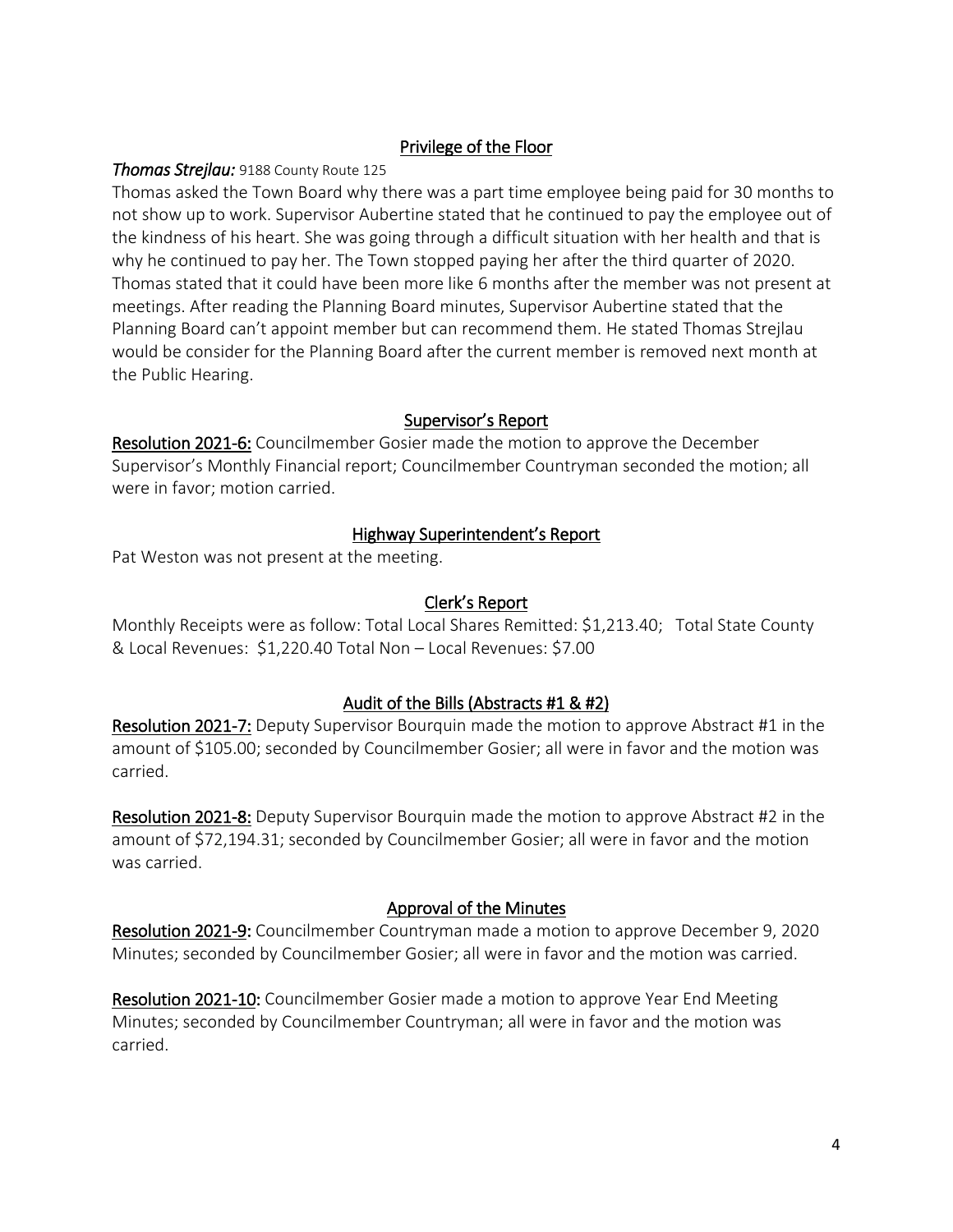## Privilege of the Floor

***Thomas Strejlau:*** 9188 County Route 125

Thomas asked the Town Board why there was a part time employee being paid for 30 months to not show up to work. Supervisor Aubertine stated that he continued to pay the employee out of the kindness of his heart. She was going through a difficult situation with her health and that is why he continued to pay her. The Town stopped paying her after the third quarter of 2020. Thomas stated that it could have been more like 6 months after the member was not present at meetings. After reading the Planning Board minutes, Supervisor Aubertine stated that the Planning Board can't appoint member but can recommend them. He stated Thomas Strejlau would be consider for the Planning Board after the current member is removed next month at the Public Hearing.

## Supervisor's Report

**Resolution 2021-6:** Councilmember Gosier made the motion to approve the December Supervisor's Monthly Financial report; Councilmember Countryman seconded the motion; all were in favor; motion carried.

## Highway Superintendent's Report

Pat Weston was not present at the meeting.

## Clerk's Report

Monthly Receipts were as follow: Total Local Shares Remitted: $1,213.40; Total State County & Local Revenues: $1,220.40 Total Non – Local Revenues: $7.00

## Audit of the Bills (Abstracts #1 & #2)

**Resolution 2021-7:** Deputy Supervisor Bourquin made the motion to approve Abstract #1 in the amount of $105.00; seconded by Councilmember Gosier; all were in favor and the motion was carried.

**Resolution 2021-8:** Deputy Supervisor Bourquin made the motion to approve Abstract #2 in the amount of $72,194.31; seconded by Councilmember Gosier; all were in favor and the motion was carried.

## Approval of the Minutes

**Resolution 2021-9:** Councilmember Countryman made a motion to approve December 9, 2020 Minutes; seconded by Councilmember Gosier; all were in favor and the motion was carried.

**Resolution 2021-10:** Councilmember Gosier made a motion to approve Year End Meeting Minutes; seconded by Councilmember Countryman; all were in favor and the motion was carried.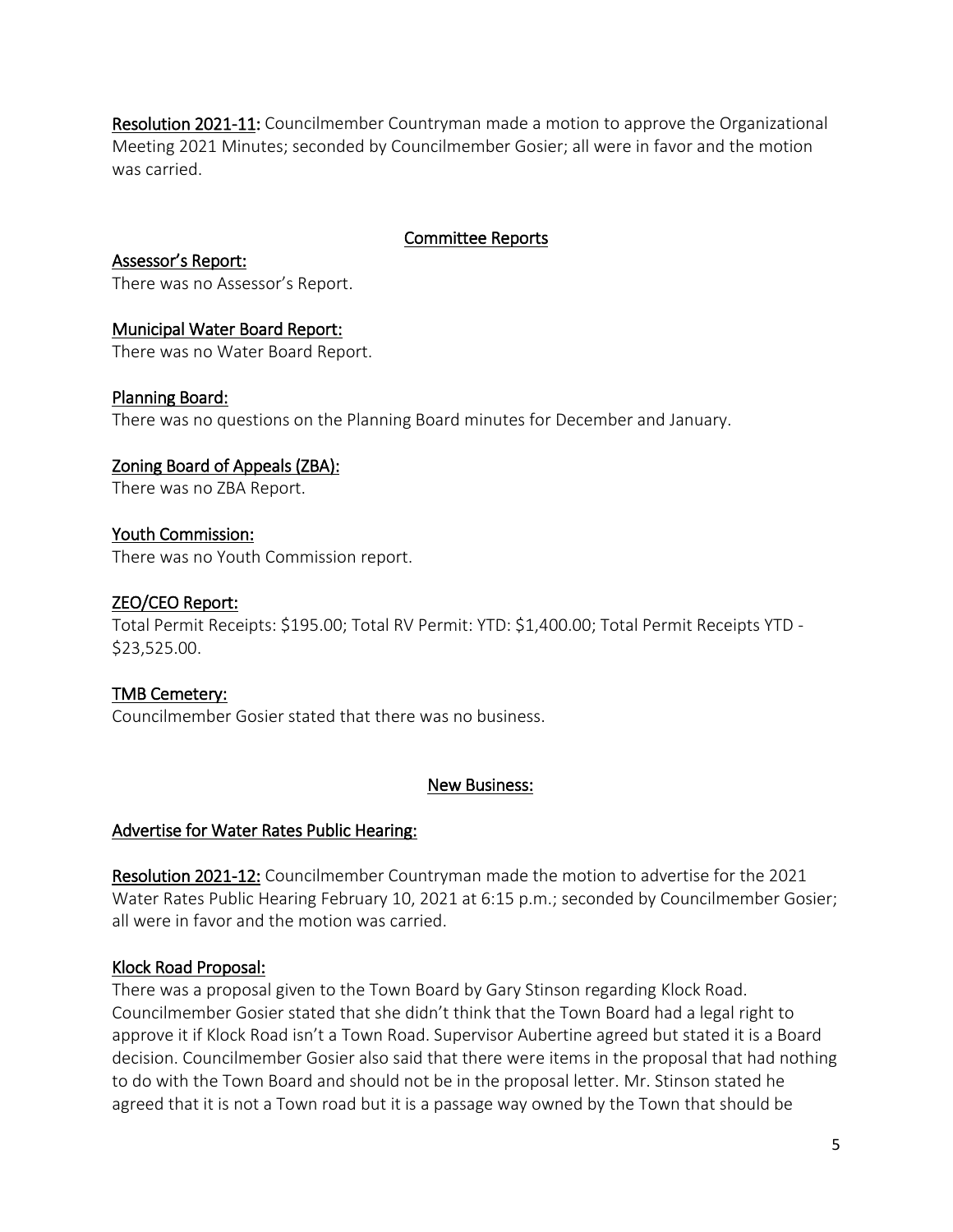**Resolution 2021-11:** Councilmember Countryman made a motion to approve the Organizational Meeting 2021 Minutes; seconded by Councilmember Gosier; all were in favor and the motion was carried.

## Committee Reports

### Assessor's Report:

There was no Assessor's Report.

### Municipal Water Board Report:

There was no Water Board Report.

### Planning Board:

There was no questions on the Planning Board minutes for December and January.

### Zoning Board of Appeals (ZBA):

There was no ZBA Report.

### Youth Commission:

There was no Youth Commission report.

### ZEO/CEO Report:

Total Permit Receipts: $195.00; Total RV Permit: YTD: $1,400.00; Total Permit Receipts YTD - $23,525.00.

### TMB Cemetery:

Councilmember Gosier stated that there was no business.

## New Business:

### Advertise for Water Rates Public Hearing:

**Resolution 2021-12:** Councilmember Countryman made the motion to advertise for the 2021 Water Rates Public Hearing February 10, 2021 at 6:15 p.m.; seconded by Councilmember Gosier; all were in favor and the motion was carried.

### Klock Road Proposal:

There was a proposal given to the Town Board by Gary Stinson regarding Klock Road. Councilmember Gosier stated that she didn't think that the Town Board had a legal right to approve it if Klock Road isn't a Town Road. Supervisor Aubertine agreed but stated it is a Board decision. Councilmember Gosier also said that there were items in the proposal that had nothing to do with the Town Board and should not be in the proposal letter. Mr. Stinson stated he agreed that it is not a Town road but it is a passage way owned by the Town that should be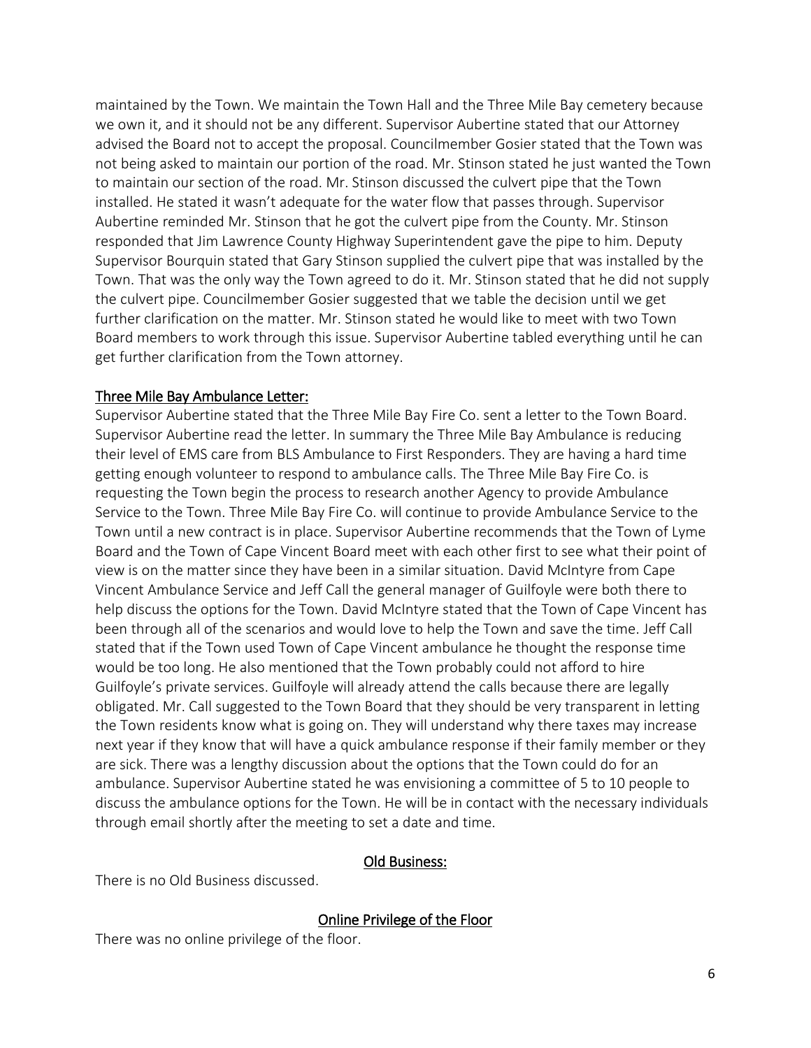maintained by the Town. We maintain the Town Hall and the Three Mile Bay cemetery because we own it, and it should not be any different. Supervisor Aubertine stated that our Attorney advised the Board not to accept the proposal. Councilmember Gosier stated that the Town was not being asked to maintain our portion of the road. Mr. Stinson stated he just wanted the Town to maintain our section of the road. Mr. Stinson discussed the culvert pipe that the Town installed. He stated it wasn't adequate for the water flow that passes through. Supervisor Aubertine reminded Mr. Stinson that he got the culvert pipe from the County. Mr. Stinson responded that Jim Lawrence County Highway Superintendent gave the pipe to him. Deputy Supervisor Bourquin stated that Gary Stinson supplied the culvert pipe that was installed by the Town. That was the only way the Town agreed to do it. Mr. Stinson stated that he did not supply the culvert pipe. Councilmember Gosier suggested that we table the decision until we get further clarification on the matter. Mr. Stinson stated he would like to meet with two Town Board members to work through this issue. Supervisor Aubertine tabled everything until he can get further clarification from the Town attorney.

<u>Three Mile Bay Ambulance Letter:</u>

Supervisor Aubertine stated that the Three Mile Bay Fire Co. sent a letter to the Town Board. Supervisor Aubertine read the letter. In summary the Three Mile Bay Ambulance is reducing their level of EMS care from BLS Ambulance to First Responders. They are having a hard time getting enough volunteer to respond to ambulance calls. The Three Mile Bay Fire Co. is requesting the Town begin the process to research another Agency to provide Ambulance Service to the Town. Three Mile Bay Fire Co. will continue to provide Ambulance Service to the Town until a new contract is in place. Supervisor Aubertine recommends that the Town of Lyme Board and the Town of Cape Vincent Board meet with each other first to see what their point of view is on the matter since they have been in a similar situation. David McIntyre from Cape Vincent Ambulance Service and Jeff Call the general manager of Guilfoyle were both there to help discuss the options for the Town. David McIntyre stated that the Town of Cape Vincent has been through all of the scenarios and would love to help the Town and save the time. Jeff Call stated that if the Town used Town of Cape Vincent ambulance he thought the response time would be too long. He also mentioned that the Town probably could not afford to hire Guilfoyle's private services. Guilfoyle will already attend the calls because there are legally obligated. Mr. Call suggested to the Town Board that they should be very transparent in letting the Town residents know what is going on. They will understand why there taxes may increase next year if they know that will have a quick ambulance response if their family member or they are sick. There was a lengthy discussion about the options that the Town could do for an ambulance. Supervisor Aubertine stated he was envisioning a committee of 5 to 10 people to discuss the ambulance options for the Town. He will be in contact with the necessary individuals through email shortly after the meeting to set a date and time.

## <u>Old Business:</u>

There is no Old Business discussed.

## <u>Online Privilege of the Floor</u>

There was no online privilege of the floor.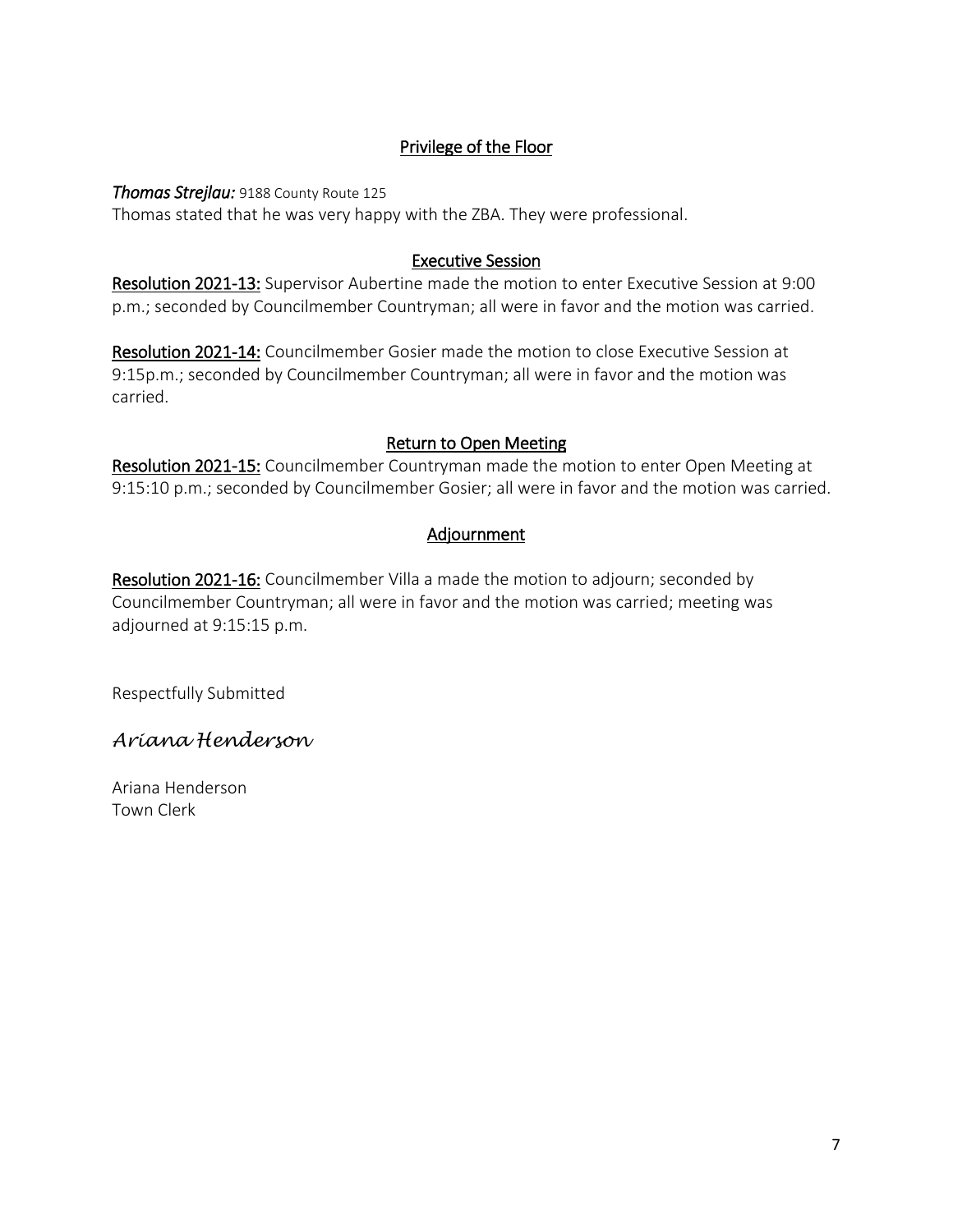## Privilege of the Floor

***Thomas Strejlau:*** 9188 County Route 125

Thomas stated that he was very happy with the ZBA. They were professional.

## Executive Session

**Resolution 2021-13:** Supervisor Aubertine made the motion to enter Executive Session at 9:00 p.m.; seconded by Councilmember Countryman; all were in favor and the motion was carried.

**Resolution 2021-14:** Councilmember Gosier made the motion to close Executive Session at 9:15p.m.; seconded by Councilmember Countryman; all were in favor and the motion was carried.

## Return to Open Meeting

**Resolution 2021-15:** Councilmember Countryman made the motion to enter Open Meeting at 9:15:10 p.m.; seconded by Councilmember Gosier; all were in favor and the motion was carried.

## Adjournment

**Resolution 2021-16:** Councilmember Villa a made the motion to adjourn; seconded by Councilmember Countryman; all were in favor and the motion was carried; meeting was adjourned at 9:15:15 p.m.

Respectfully Submitted

*Ariana Henderson*

Ariana Henderson
Town Clerk